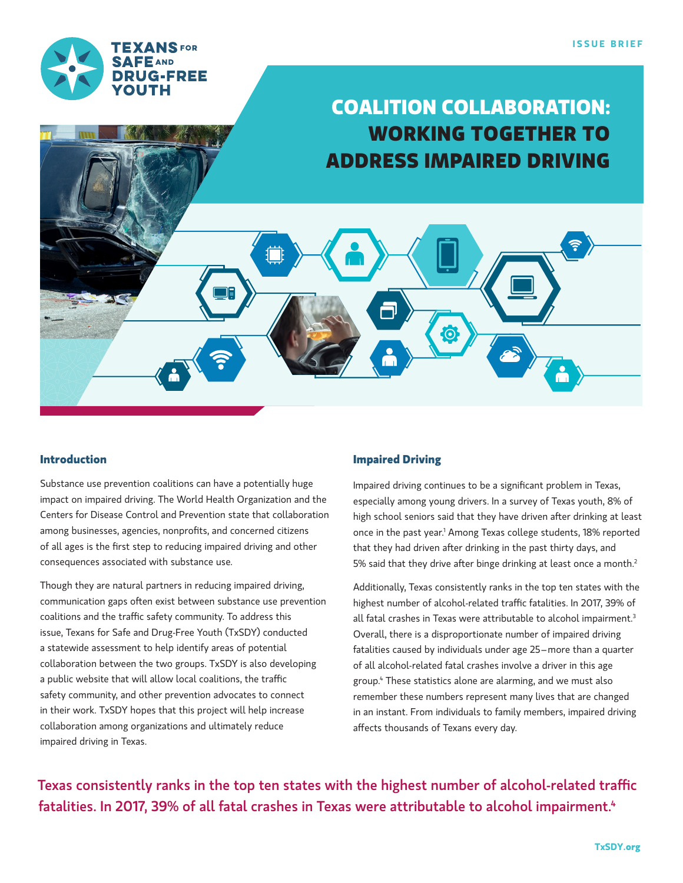ISSUE BRIEF

TEXANS FOR SAFE AND DRUG-FREE YOUTH

# COALITION COLLABORATION: WORKING TOGETHER TO ADDRESS IMPAIRED DRIVING

## Introduction

Substance use prevention coalitions can have a potentially huge impact on impaired driving. The World Health Organization and the Centers for Disease Control and Prevention state that collaboration among businesses, agencies, nonprofits, and concerned citizens of all ages is the first step to reducing impaired driving and other consequences associated with substance use.

Though they are natural partners in reducing impaired driving, communication gaps often exist between substance use prevention coalitions and the traffic safety community. To address this issue, Texans for Safe and Drug-Free Youth (TxSDY) conducted a statewide assessment to help identify areas of potential collaboration between the two groups. TxSDY is also developing a public website that will allow local coalitions, the traffic safety community, and other prevention advocates to connect in their work. TxSDY hopes that this project will help increase collaboration among organizations and ultimately reduce impaired driving in Texas.

## Impaired Driving

Impaired driving continues to be a significant problem in Texas, especially among young drivers. In a survey of Texas youth, 8% of high school seniors said that they have driven after drinking at least once in the past year.[1] Among Texas college students, 18% reported that they had driven after drinking in the past thirty days, and 5% said that they drive after binge drinking at least once a month.[2]

Additionally, Texas consistently ranks in the top ten states with the highest number of alcohol-related traffic fatalities. In 2017, 39% of all fatal crashes in Texas were attributable to alcohol impairment.[3] Overall, there is a disproportionate number of impaired driving fatalities caused by individuals under age 25—more than a quarter of all alcohol-related fatal crashes involve a driver in this age group.[4] These statistics alone are alarming, and we must also remember these numbers represent many lives that are changed in an instant. From individuals to family members, impaired driving affects thousands of Texans every day.

**Texas consistently ranks in the top ten states with the highest number of alcohol-related traffic fatalities. In 2017, 39% of all fatal crashes in Texas were attributable to alcohol impairment.[4]**

TxSDY.org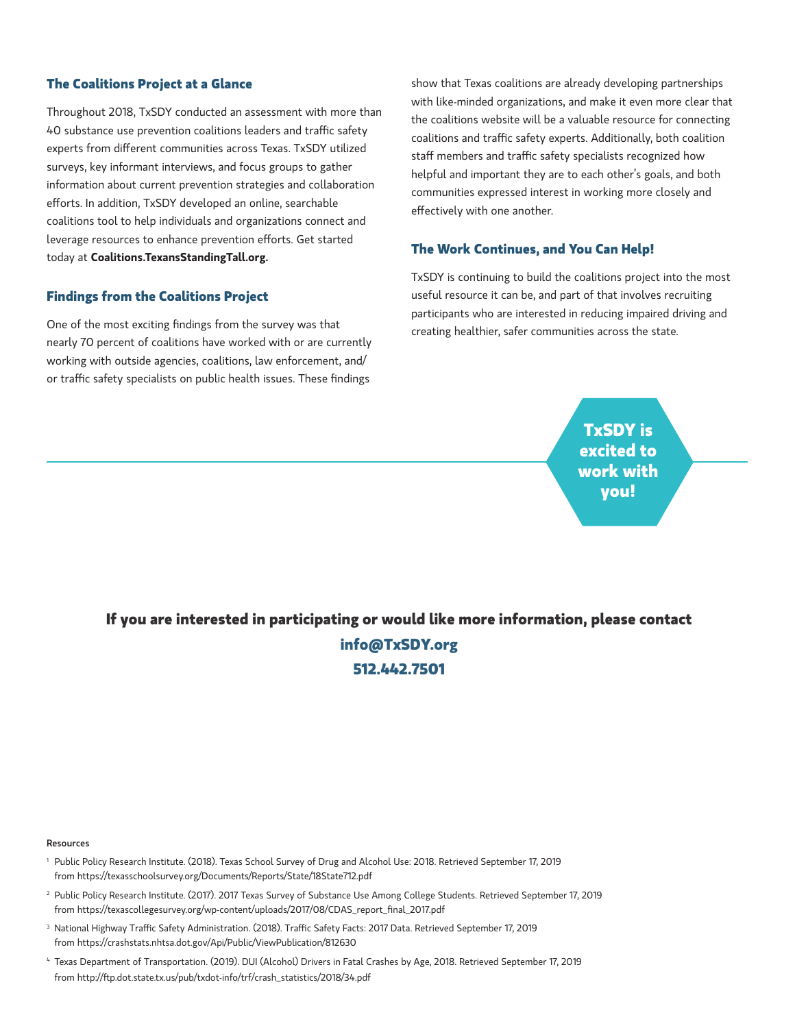## The Coalitions Project at a Glance

Throughout 2018, TxSDY conducted an assessment with more than 40 substance use prevention coalitions leaders and traffic safety experts from different communities across Texas. TxSDY utilized surveys, key informant interviews, and focus groups to gather information about current prevention strategies and collaboration efforts. In addition, TxSDY developed an online, searchable coalitions tool to help individuals and organizations connect and leverage resources to enhance prevention efforts. Get started today at **Coalitions.TexansStandingTall.org.**

## Findings from the Coalitions Project

One of the most exciting findings from the survey was that nearly 70 percent of coalitions have worked with or are currently working with outside agencies, coalitions, law enforcement, and/or traffic safety specialists on public health issues. These findings show that Texas coalitions are already developing partnerships with like-minded organizations, and make it even more clear that the coalitions website will be a valuable resource for connecting coalitions and traffic safety experts. Additionally, both coalition staff members and traffic safety specialists recognized how helpful and important they are to each other's goals, and both communities expressed interest in working more closely and effectively with one another.

## The Work Continues, and You Can Help!

TxSDY is continuing to build the coalitions project into the most useful resource it can be, and part of that involves recruiting participants who are interested in reducing impaired driving and creating healthier, safer communities across the state.

**TxSDY is excited to work with you!**

**If you are interested in participating or would like more information, please contact**

**info@TxSDY.org**

**512.442.7501**

**Resources**

[1] Public Policy Research Institute. (2018). Texas School Survey of Drug and Alcohol Use: 2018. Retrieved September 17, 2019 from https://texasschoolsurvey.org/Documents/Reports/State/18State712.pdf

[2] Public Policy Research Institute. (2017). 2017 Texas Survey of Substance Use Among College Students. Retrieved September 17, 2019 from https://texascollegesurvey.org/wp-content/uploads/2017/08/CDAS_report_final_2017.pdf

[3] National Highway Traffic Safety Administration. (2018). Traffic Safety Facts: 2017 Data. Retrieved September 17, 2019 from https://crashstats.nhtsa.dot.gov/Api/Public/ViewPublication/812630

[4] Texas Department of Transportation. (2019). DUI (Alcohol) Drivers in Fatal Crashes by Age, 2018. Retrieved September 17, 2019 from http://ftp.dot.state.tx.us/pub/txdot-info/trf/crash_statistics/2018/34.pdf